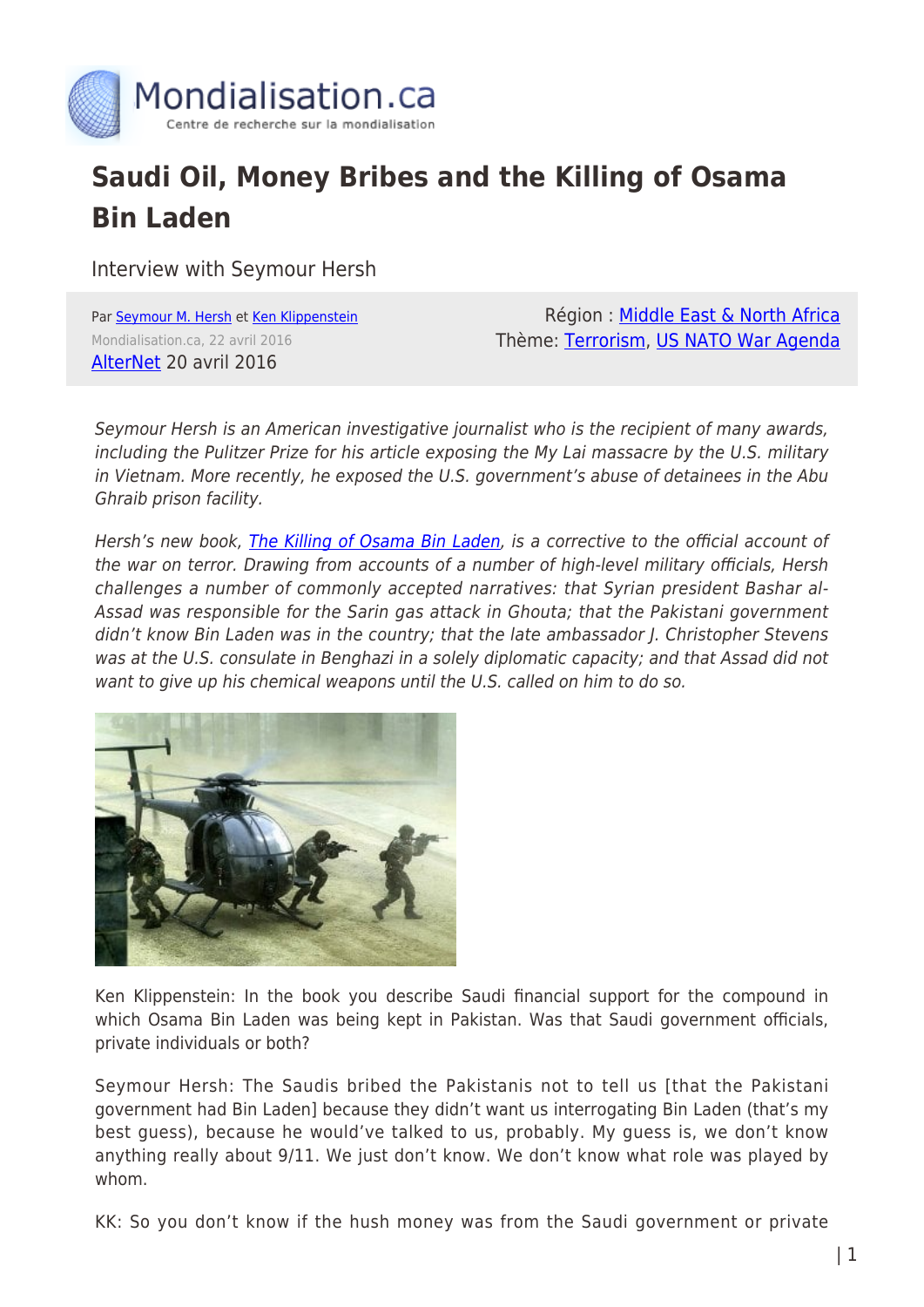# Saudi Oil, Money Bribes and the Killing of Osama Bin Laden

Interview with Seymour Hersh

Par Seymour M. Hersh et Ken Klippenstein
Mondialisation.ca, 22 avril 2016
AlterNet 20 avril 2016

Région : Middle East & North Africa
Thème: Terrorism, US NATO War Agenda

*Seymour Hersh is an American investigative journalist who is the recipient of many awards, including the Pulitzer Prize for his article exposing the My Lai massacre by the U.S. military in Vietnam. More recently, he exposed the U.S. government's abuse of detainees in the Abu Ghraib prison facility.*

*Hersh's new book, The Killing of Osama Bin Laden, is a corrective to the official account of the war on terror. Drawing from accounts of a number of high-level military officials, Hersh challenges a number of commonly accepted narratives: that Syrian president Bashar al-Assad was responsible for the Sarin gas attack in Ghouta; that the Pakistani government didn't know Bin Laden was in the country; that the late ambassador J. Christopher Stevens was at the U.S. consulate in Benghazi in a solely diplomatic capacity; and that Assad did not want to give up his chemical weapons until the U.S. called on him to do so.*

Ken Klippenstein: In the book you describe Saudi financial support for the compound in which Osama Bin Laden was being kept in Pakistan. Was that Saudi government officials, private individuals or both?

Seymour Hersh: The Saudis bribed the Pakistanis not to tell us [that the Pakistani government had Bin Laden] because they didn't want us interrogating Bin Laden (that's my best guess), because he would've talked to us, probably. My guess is, we don't know anything really about 9/11. We just don't know. We don't know what role was played by whom.

KK: So you don't know if the hush money was from the Saudi government or private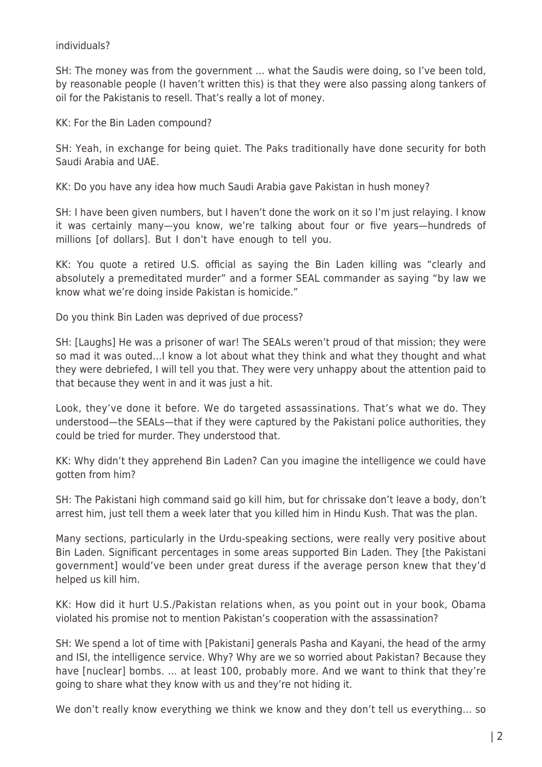individuals?

SH: The money was from the government … what the Saudis were doing, so I've been told, by reasonable people (I haven't written this) is that they were also passing along tankers of oil for the Pakistanis to resell. That's really a lot of money.

KK: For the Bin Laden compound?

SH: Yeah, in exchange for being quiet. The Paks traditionally have done security for both Saudi Arabia and UAE.

KK: Do you have any idea how much Saudi Arabia gave Pakistan in hush money?

SH: I have been given numbers, but I haven't done the work on it so I'm just relaying. I know it was certainly many—you know, we're talking about four or five years—hundreds of millions [of dollars]. But I don't have enough to tell you.

KK: You quote a retired U.S. official as saying the Bin Laden killing was "clearly and absolutely a premeditated murder" and a former SEAL commander as saying "by law we know what we're doing inside Pakistan is homicide."

Do you think Bin Laden was deprived of due process?

SH: [Laughs] He was a prisoner of war! The SEALs weren't proud of that mission; they were so mad it was outed…I know a lot about what they think and what they thought and what they were debriefed, I will tell you that. They were very unhappy about the attention paid to that because they went in and it was just a hit.

Look, they've done it before. We do targeted assassinations. That's what we do. They understood—the SEALs—that if they were captured by the Pakistani police authorities, they could be tried for murder. They understood that.

KK: Why didn't they apprehend Bin Laden? Can you imagine the intelligence we could have gotten from him?

SH: The Pakistani high command said go kill him, but for chrissake don't leave a body, don't arrest him, just tell them a week later that you killed him in Hindu Kush. That was the plan.

Many sections, particularly in the Urdu-speaking sections, were really very positive about Bin Laden. Significant percentages in some areas supported Bin Laden. They [the Pakistani government] would've been under great duress if the average person knew that they'd helped us kill him.

KK: How did it hurt U.S./Pakistan relations when, as you point out in your book, Obama violated his promise not to mention Pakistan's cooperation with the assassination?

SH: We spend a lot of time with [Pakistani] generals Pasha and Kayani, the head of the army and ISI, the intelligence service. Why? Why are we so worried about Pakistan? Because they have [nuclear] bombs. … at least 100, probably more. And we want to think that they're going to share what they know with us and they're not hiding it.

We don't really know everything we think we know and they don't tell us everything… so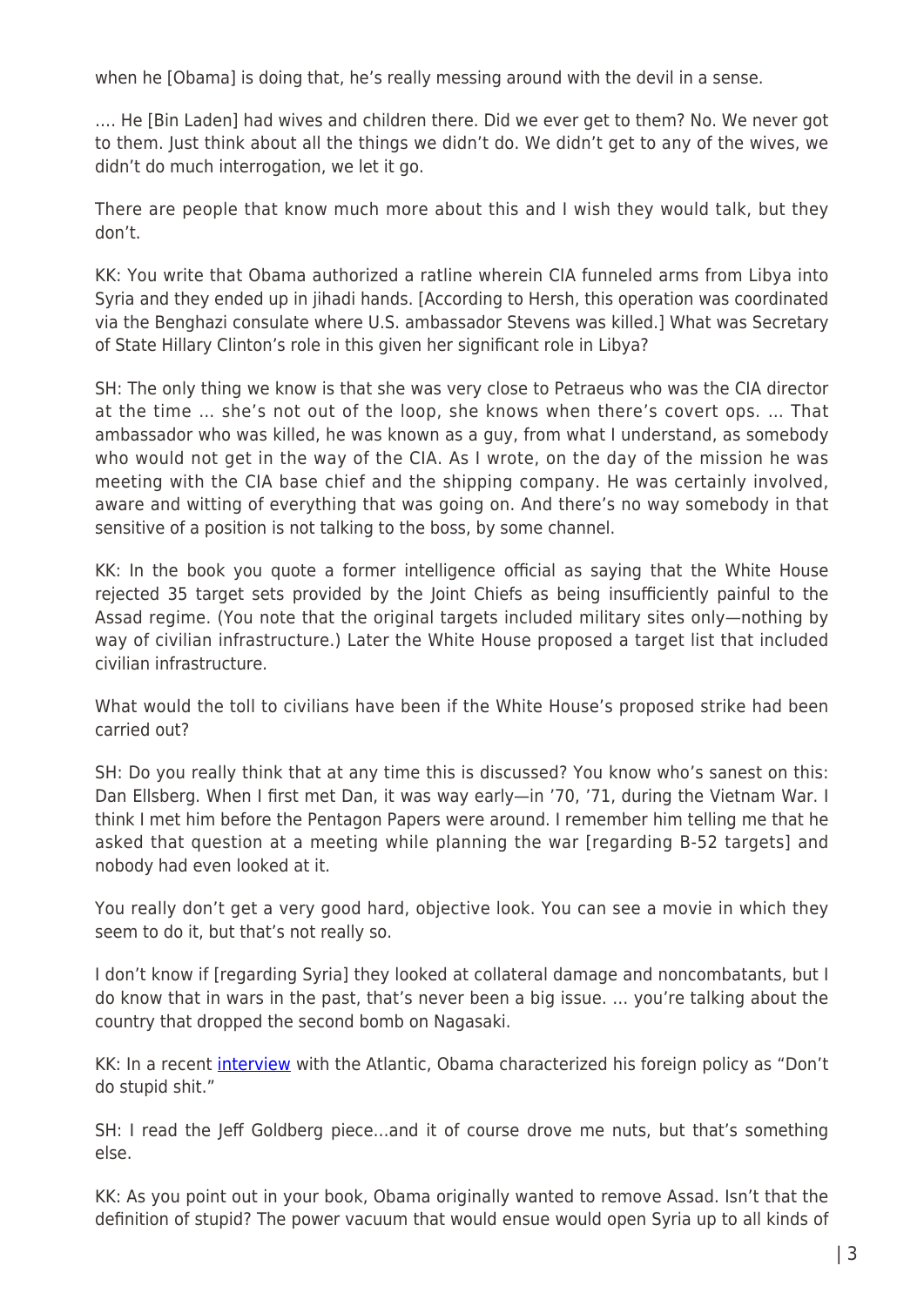when he [Obama] is doing that, he's really messing around with the devil in a sense.

…. He [Bin Laden] had wives and children there. Did we ever get to them? No. We never got to them. Just think about all the things we didn't do. We didn't get to any of the wives, we didn't do much interrogation, we let it go.

There are people that know much more about this and I wish they would talk, but they don't.

KK: You write that Obama authorized a ratline wherein CIA funneled arms from Libya into Syria and they ended up in jihadi hands. [According to Hersh, this operation was coordinated via the Benghazi consulate where U.S. ambassador Stevens was killed.] What was Secretary of State Hillary Clinton's role in this given her significant role in Libya?

SH: The only thing we know is that she was very close to Petraeus who was the CIA director at the time … she's not out of the loop, she knows when there's covert ops. … That ambassador who was killed, he was known as a guy, from what I understand, as somebody who would not get in the way of the CIA. As I wrote, on the day of the mission he was meeting with the CIA base chief and the shipping company. He was certainly involved, aware and witting of everything that was going on. And there's no way somebody in that sensitive of a position is not talking to the boss, by some channel.

KK: In the book you quote a former intelligence official as saying that the White House rejected 35 target sets provided by the Joint Chiefs as being insufficiently painful to the Assad regime. (You note that the original targets included military sites only—nothing by way of civilian infrastructure.) Later the White House proposed a target list that included civilian infrastructure.

What would the toll to civilians have been if the White House's proposed strike had been carried out?

SH: Do you really think that at any time this is discussed? You know who's sanest on this: Dan Ellsberg. When I first met Dan, it was way early—in '70, '71, during the Vietnam War. I think I met him before the Pentagon Papers were around. I remember him telling me that he asked that question at a meeting while planning the war [regarding B-52 targets] and nobody had even looked at it.

You really don't get a very good hard, objective look. You can see a movie in which they seem to do it, but that's not really so.

I don't know if [regarding Syria] they looked at collateral damage and noncombatants, but I do know that in wars in the past, that's never been a big issue. … you're talking about the country that dropped the second bomb on Nagasaki.

KK: In a recent interview with the Atlantic, Obama characterized his foreign policy as "Don't do stupid shit."

SH: I read the Jeff Goldberg piece…and it of course drove me nuts, but that's something else.

KK: As you point out in your book, Obama originally wanted to remove Assad. Isn't that the definition of stupid? The power vacuum that would ensue would open Syria up to all kinds of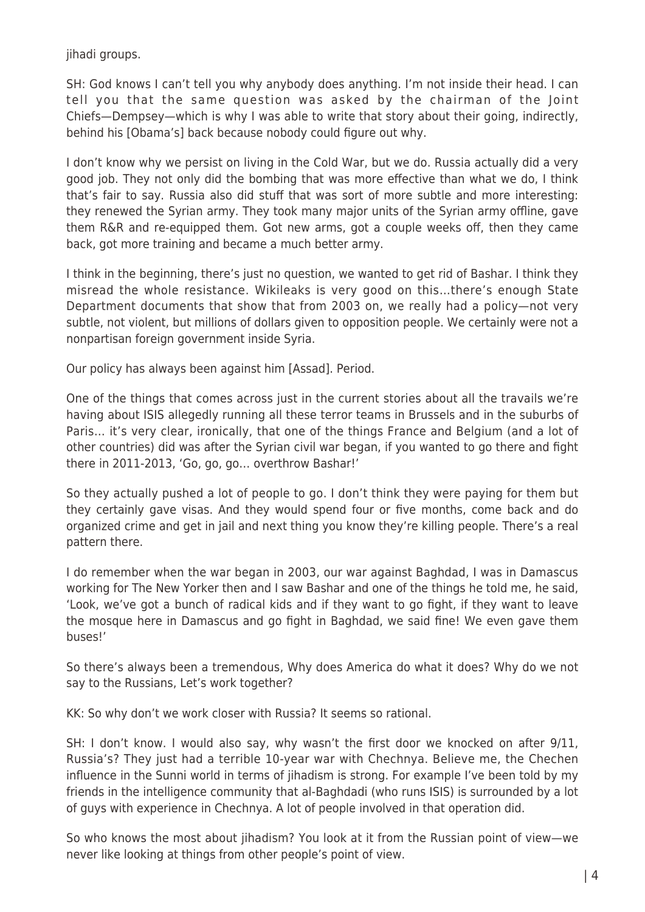jihadi groups.

SH: God knows I can't tell you why anybody does anything. I'm not inside their head. I can tell you that the same question was asked by the chairman of the Joint Chiefs—Dempsey—which is why I was able to write that story about their going, indirectly, behind his [Obama's] back because nobody could figure out why.

I don't know why we persist on living in the Cold War, but we do. Russia actually did a very good job. They not only did the bombing that was more effective than what we do, I think that's fair to say. Russia also did stuff that was sort of more subtle and more interesting: they renewed the Syrian army. They took many major units of the Syrian army offline, gave them R&R and re-equipped them. Got new arms, got a couple weeks off, then they came back, got more training and became a much better army.

I think in the beginning, there's just no question, we wanted to get rid of Bashar. I think they misread the whole resistance. Wikileaks is very good on this…there's enough State Department documents that show that from 2003 on, we really had a policy—not very subtle, not violent, but millions of dollars given to opposition people. We certainly were not a nonpartisan foreign government inside Syria.

Our policy has always been against him [Assad]. Period.

One of the things that comes across just in the current stories about all the travails we're having about ISIS allegedly running all these terror teams in Brussels and in the suburbs of Paris… it's very clear, ironically, that one of the things France and Belgium (and a lot of other countries) did was after the Syrian civil war began, if you wanted to go there and fight there in 2011-2013, 'Go, go, go… overthrow Bashar!'

So they actually pushed a lot of people to go. I don't think they were paying for them but they certainly gave visas. And they would spend four or five months, come back and do organized crime and get in jail and next thing you know they're killing people. There's a real pattern there.

I do remember when the war began in 2003, our war against Baghdad, I was in Damascus working for The New Yorker then and I saw Bashar and one of the things he told me, he said, 'Look, we've got a bunch of radical kids and if they want to go fight, if they want to leave the mosque here in Damascus and go fight in Baghdad, we said fine! We even gave them buses!'

So there's always been a tremendous, Why does America do what it does? Why do we not say to the Russians, Let's work together?

KK: So why don't we work closer with Russia? It seems so rational.

SH: I don't know. I would also say, why wasn't the first door we knocked on after 9/11, Russia's? They just had a terrible 10-year war with Chechnya. Believe me, the Chechen influence in the Sunni world in terms of jihadism is strong. For example I've been told by my friends in the intelligence community that al-Baghdadi (who runs ISIS) is surrounded by a lot of guys with experience in Chechnya. A lot of people involved in that operation did.

So who knows the most about jihadism? You look at it from the Russian point of view—we never like looking at things from other people's point of view.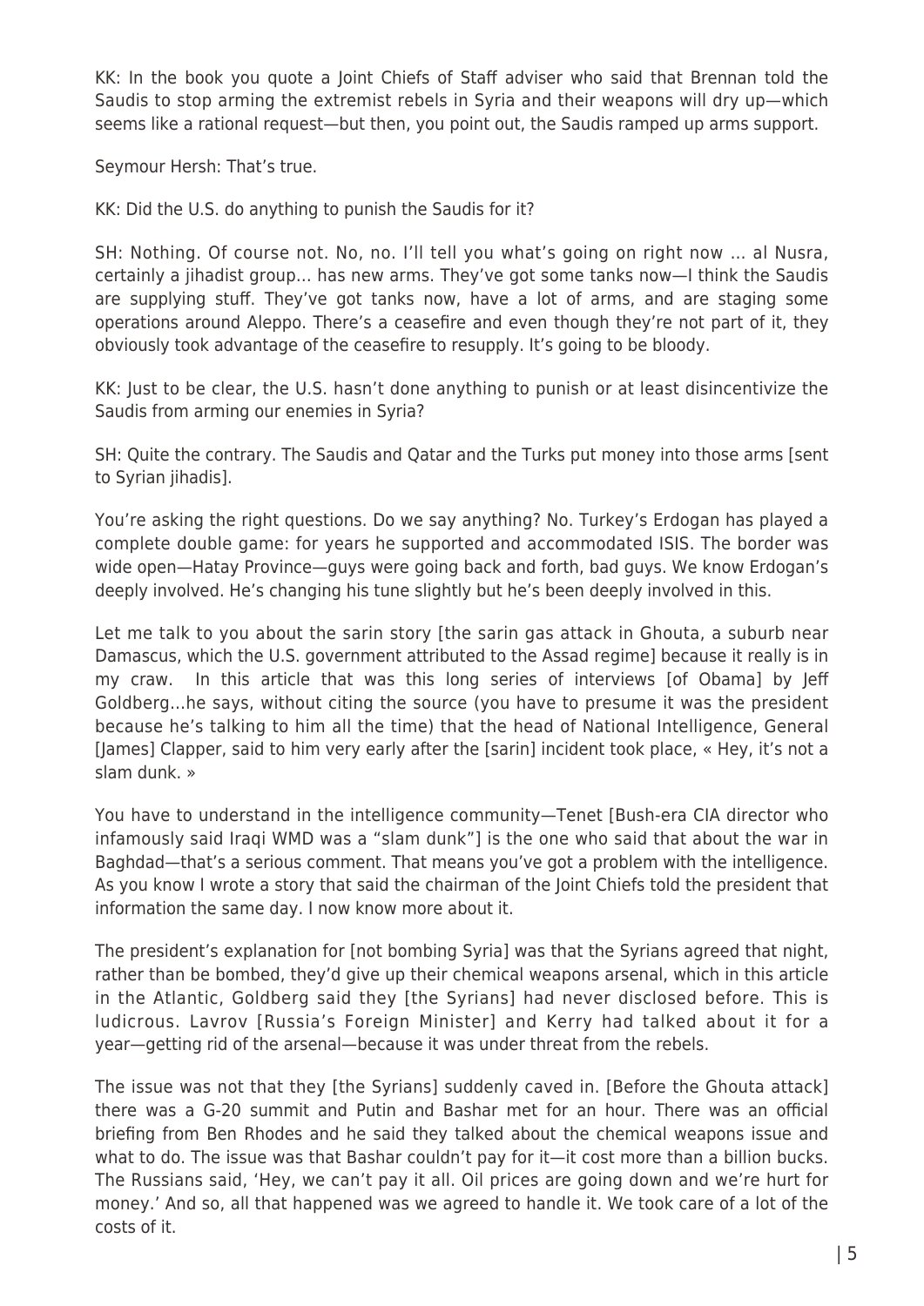KK: In the book you quote a Joint Chiefs of Staff adviser who said that Brennan told the Saudis to stop arming the extremist rebels in Syria and their weapons will dry up—which seems like a rational request—but then, you point out, the Saudis ramped up arms support.

Seymour Hersh: That's true.

KK: Did the U.S. do anything to punish the Saudis for it?

SH: Nothing. Of course not. No, no. I'll tell you what's going on right now … al Nusra, certainly a jihadist group… has new arms. They've got some tanks now—I think the Saudis are supplying stuff. They've got tanks now, have a lot of arms, and are staging some operations around Aleppo. There's a ceasefire and even though they're not part of it, they obviously took advantage of the ceasefire to resupply. It's going to be bloody.

KK: Just to be clear, the U.S. hasn't done anything to punish or at least disincentivize the Saudis from arming our enemies in Syria?

SH: Quite the contrary. The Saudis and Qatar and the Turks put money into those arms [sent to Syrian jihadis].

You're asking the right questions. Do we say anything? No. Turkey's Erdogan has played a complete double game: for years he supported and accommodated ISIS. The border was wide open—Hatay Province—guys were going back and forth, bad guys. We know Erdogan's deeply involved. He's changing his tune slightly but he's been deeply involved in this.

Let me talk to you about the sarin story [the sarin gas attack in Ghouta, a suburb near Damascus, which the U.S. government attributed to the Assad regime] because it really is in my craw. In this article that was this long series of interviews [of Obama] by Jeff Goldberg…he says, without citing the source (you have to presume it was the president because he's talking to him all the time) that the head of National Intelligence, General [James] Clapper, said to him very early after the [sarin] incident took place, « Hey, it's not a slam dunk. »

You have to understand in the intelligence community—Tenet [Bush-era CIA director who infamously said Iraqi WMD was a "slam dunk"] is the one who said that about the war in Baghdad—that's a serious comment. That means you've got a problem with the intelligence. As you know I wrote a story that said the chairman of the Joint Chiefs told the president that information the same day. I now know more about it.

The president's explanation for [not bombing Syria] was that the Syrians agreed that night, rather than be bombed, they'd give up their chemical weapons arsenal, which in this article in the Atlantic, Goldberg said they [the Syrians] had never disclosed before. This is ludicrous. Lavrov [Russia's Foreign Minister] and Kerry had talked about it for a year—getting rid of the arsenal—because it was under threat from the rebels.

The issue was not that they [the Syrians] suddenly caved in. [Before the Ghouta attack] there was a G-20 summit and Putin and Bashar met for an hour. There was an official briefing from Ben Rhodes and he said they talked about the chemical weapons issue and what to do. The issue was that Bashar couldn't pay for it—it cost more than a billion bucks. The Russians said, 'Hey, we can't pay it all. Oil prices are going down and we're hurt for money.' And so, all that happened was we agreed to handle it. We took care of a lot of the costs of it.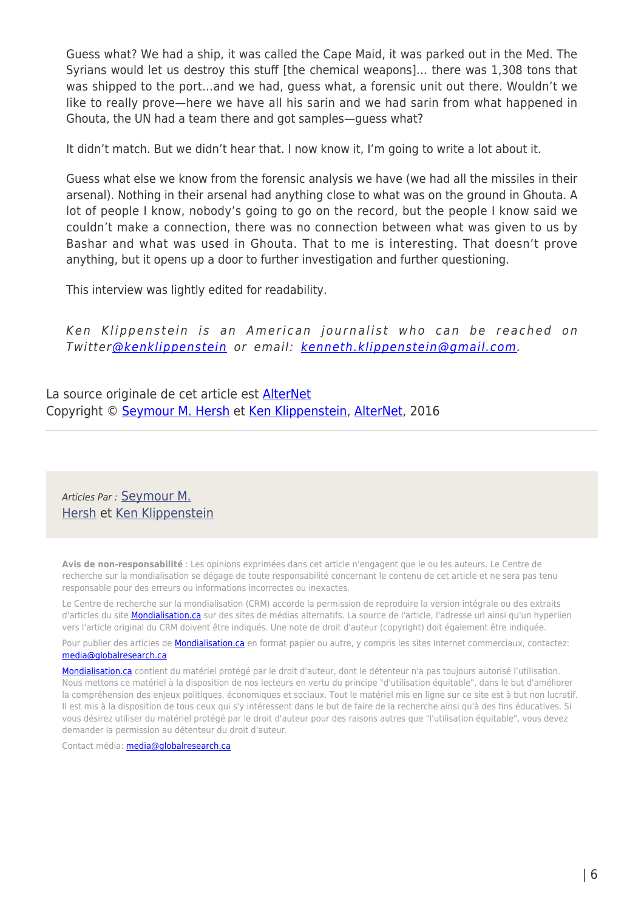Guess what? We had a ship, it was called the Cape Maid, it was parked out in the Med. The Syrians would let us destroy this stuff [the chemical weapons]… there was 1,308 tons that was shipped to the port…and we had, guess what, a forensic unit out there. Wouldn't we like to really prove—here we have all his sarin and we had sarin from what happened in Ghouta, the UN had a team there and got samples—guess what?

It didn't match. But we didn't hear that. I now know it, I'm going to write a lot about it.

Guess what else we know from the forensic analysis we have (we had all the missiles in their arsenal). Nothing in their arsenal had anything close to what was on the ground in Ghouta. A lot of people I know, nobody's going to go on the record, but the people I know said we couldn't make a connection, there was no connection between what was given to us by Bashar and what was used in Ghouta. That to me is interesting. That doesn't prove anything, but it opens up a door to further investigation and further questioning.

This interview was lightly edited for readability.

*Ken Klippenstein is an American journalist who can be reached on Twitter@kenklippenstein or email: kenneth.klippenstein@gmail.com.*

La source originale de cet article est AlterNet
Copyright © Seymour M. Hersh et Ken Klippenstein, AlterNet, 2016

---

*Articles Par :* Seymour M. Hersh et Ken Klippenstein

**Avis de non-responsabilité** : Les opinions exprimées dans cet article n'engagent que le ou les auteurs. Le Centre de recherche sur la mondialisation se dégage de toute responsabilité concernant le contenu de cet article et ne sera pas tenu responsable pour des erreurs ou informations incorrectes ou inexactes.

Le Centre de recherche sur la mondialisation (CRM) accorde la permission de reproduire la version intégrale ou des extraits d'articles du site Mondialisation.ca sur des sites de médias alternatifs. La source de l'article, l'adresse url ainsi qu'un hyperlien vers l'article original du CRM doivent être indiqués. Une note de droit d'auteur (copyright) doit également être indiquée.

Pour publier des articles de Mondialisation.ca en format papier ou autre, y compris les sites Internet commerciaux, contactez: media@globalresearch.ca

Mondialisation.ca contient du matériel protégé par le droit d'auteur, dont le détenteur n'a pas toujours autorisé l'utilisation. Nous mettons ce matériel à la disposition de nos lecteurs en vertu du principe "d'utilisation équitable", dans le but d'améliorer la compréhension des enjeux politiques, économiques et sociaux. Tout le matériel mis en ligne sur ce site est à but non lucratif. Il est mis à la disposition de tous ceux qui s'y intéressent dans le but de faire de la recherche ainsi qu'à des fins éducatives. Si vous désirez utiliser du matériel protégé par le droit d'auteur pour des raisons autres que "l'utilisation équitable", vous devez demander la permission au détenteur du droit d'auteur.

Contact média: media@globalresearch.ca